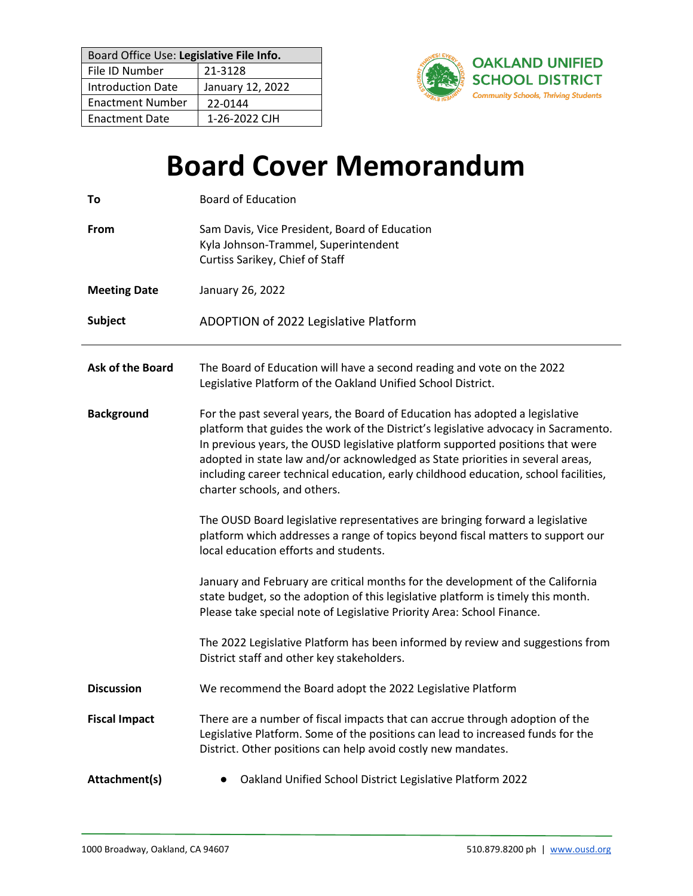| Board Office Use: **Legislative File Info.** | |
|---|---|
| File ID Number | 21-3128 |
| Introduction Date | January 12, 2022 |
| Enactment Number | 22-0144 |
| Enactment Date | 1-26-2022 CJH |

OAKLAND UNIFIED SCHOOL DISTRICT
*Community Schools, Thriving Students*

# Board Cover Memorandum

**To** Board of Education

**From** Sam Davis, Vice President, Board of Education
Kyla Johnson-Trammel, Superintendent
Curtiss Sarikey, Chief of Staff

**Meeting Date** January 26, 2022

**Subject** ADOPTION of 2022 Legislative Platform

---

**Ask of the Board** The Board of Education will have a second reading and vote on the 2022 Legislative Platform of the Oakland Unified School District.

**Background** For the past several years, the Board of Education has adopted a legislative platform that guides the work of the District's legislative advocacy in Sacramento. In previous years, the OUSD legislative platform supported positions that were adopted in state law and/or acknowledged as State priorities in several areas, including career technical education, early childhood education, school facilities, charter schools, and others.

The OUSD Board legislative representatives are bringing forward a legislative platform which addresses a range of topics beyond fiscal matters to support our local education efforts and students.

January and February are critical months for the development of the California state budget, so the adoption of this legislative platform is timely this month. Please take special note of Legislative Priority Area: School Finance.

The 2022 Legislative Platform has been informed by review and suggestions from District staff and other key stakeholders.

**Discussion** We recommend the Board adopt the 2022 Legislative Platform

**Fiscal Impact** There are a number of fiscal impacts that can accrue through adoption of the Legislative Platform. Some of the positions can lead to increased funds for the District. Other positions can help avoid costly new mandates.

**Attachment(s)**

- Oakland Unified School District Legislative Platform 2022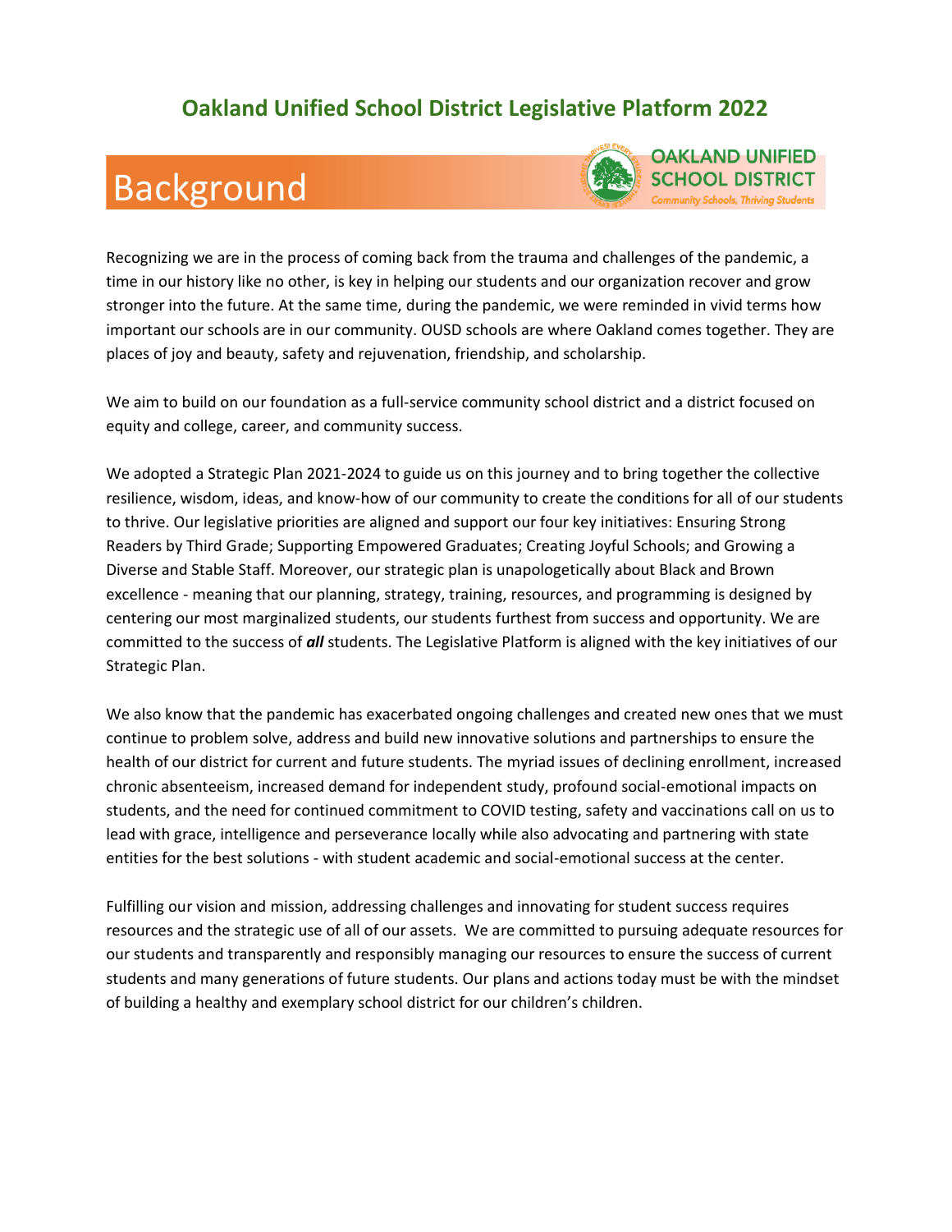# Oakland Unified School District Legislative Platform 2022

## Background

OAKLAND UNIFIED SCHOOL DISTRICT
Community Schools, Thriving Students

Recognizing we are in the process of coming back from the trauma and challenges of the pandemic, a time in our history like no other, is key in helping our students and our organization recover and grow stronger into the future. At the same time, during the pandemic, we were reminded in vivid terms how important our schools are in our community. OUSD schools are where Oakland comes together. They are places of joy and beauty, safety and rejuvenation, friendship, and scholarship.

We aim to build on our foundation as a full-service community school district and a district focused on equity and college, career, and community success.

We adopted a Strategic Plan 2021-2024 to guide us on this journey and to bring together the collective resilience, wisdom, ideas, and know-how of our community to create the conditions for all of our students to thrive. Our legislative priorities are aligned and support our four key initiatives: Ensuring Strong Readers by Third Grade; Supporting Empowered Graduates; Creating Joyful Schools; and Growing a Diverse and Stable Staff. Moreover, our strategic plan is unapologetically about Black and Brown excellence - meaning that our planning, strategy, training, resources, and programming is designed by centering our most marginalized students, our students furthest from success and opportunity. We are committed to the success of ***all*** students. The Legislative Platform is aligned with the key initiatives of our Strategic Plan.

We also know that the pandemic has exacerbated ongoing challenges and created new ones that we must continue to problem solve, address and build new innovative solutions and partnerships to ensure the health of our district for current and future students. The myriad issues of declining enrollment, increased chronic absenteeism, increased demand for independent study, profound social-emotional impacts on students, and the need for continued commitment to COVID testing, safety and vaccinations call on us to lead with grace, intelligence and perseverance locally while also advocating and partnering with state entities for the best solutions - with student academic and social-emotional success at the center.

Fulfilling our vision and mission, addressing challenges and innovating for student success requires resources and the strategic use of all of our assets. We are committed to pursuing adequate resources for our students and transparently and responsibly managing our resources to ensure the success of current students and many generations of future students. Our plans and actions today must be with the mindset of building a healthy and exemplary school district for our children's children.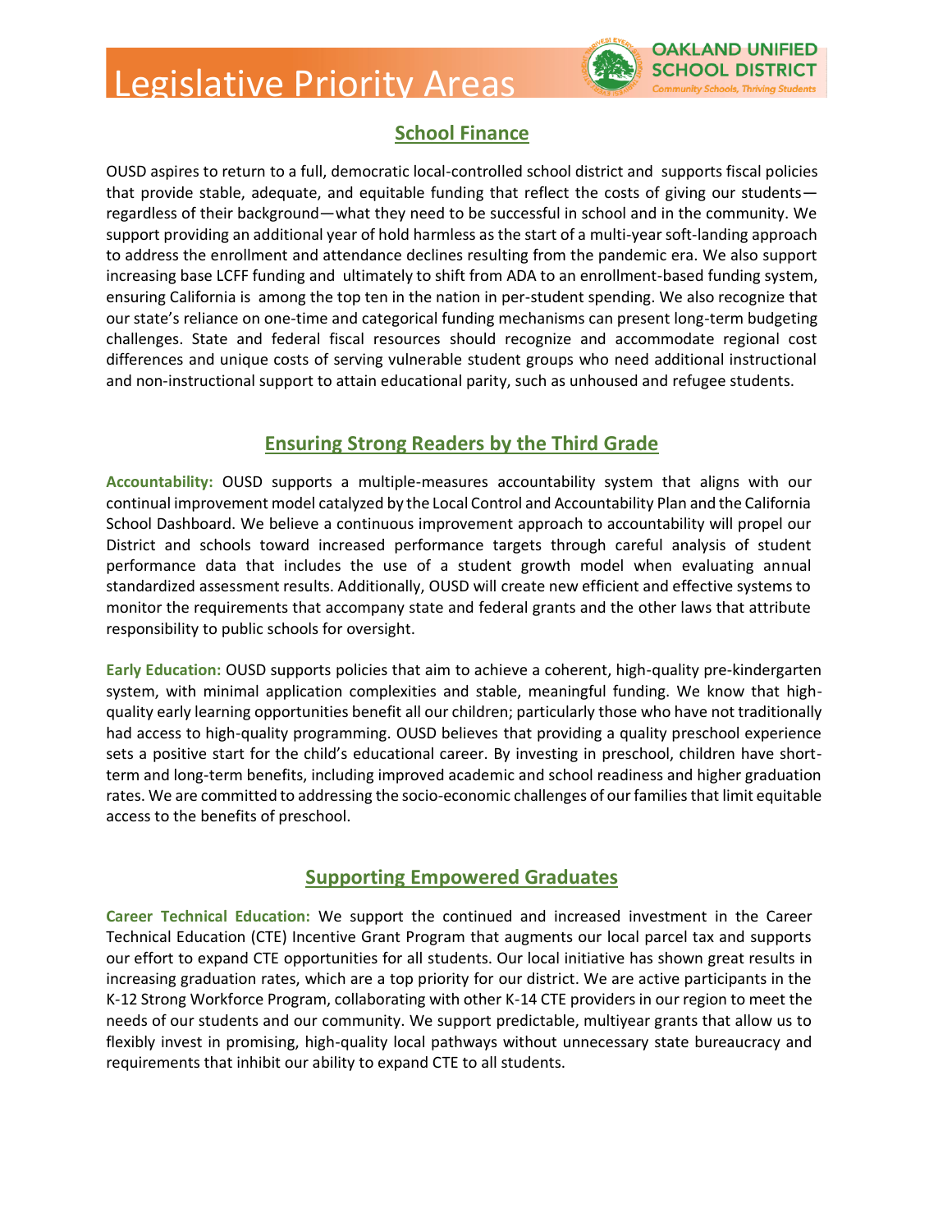# Legislative Priority Areas

## School Finance

OUSD aspires to return to a full, democratic local-controlled school district and supports fiscal policies that provide stable, adequate, and equitable funding that reflect the costs of giving our students—regardless of their background—what they need to be successful in school and in the community. We support providing an additional year of hold harmless as the start of a multi-year soft-landing approach to address the enrollment and attendance declines resulting from the pandemic era. We also support increasing base LCFF funding and ultimately to shift from ADA to an enrollment-based funding system, ensuring California is among the top ten in the nation in per-student spending. We also recognize that our state's reliance on one-time and categorical funding mechanisms can present long-term budgeting challenges. State and federal fiscal resources should recognize and accommodate regional cost differences and unique costs of serving vulnerable student groups who need additional instructional and non-instructional support to attain educational parity, such as unhoused and refugee students.

## Ensuring Strong Readers by the Third Grade

**Accountability:** OUSD supports a multiple-measures accountability system that aligns with our continual improvement model catalyzed by the Local Control and Accountability Plan and the California School Dashboard. We believe a continuous improvement approach to accountability will propel our District and schools toward increased performance targets through careful analysis of student performance data that includes the use of a student growth model when evaluating annual standardized assessment results. Additionally, OUSD will create new efficient and effective systems to monitor the requirements that accompany state and federal grants and the other laws that attribute responsibility to public schools for oversight.

**Early Education:** OUSD supports policies that aim to achieve a coherent, high-quality pre-kindergarten system, with minimal application complexities and stable, meaningful funding. We know that high-quality early learning opportunities benefit all our children; particularly those who have not traditionally had access to high-quality programming. OUSD believes that providing a quality preschool experience sets a positive start for the child's educational career. By investing in preschool, children have short-term and long-term benefits, including improved academic and school readiness and higher graduation rates. We are committed to addressing the socio-economic challenges of our families that limit equitable access to the benefits of preschool.

## Supporting Empowered Graduates

**Career Technical Education:** We support the continued and increased investment in the Career Technical Education (CTE) Incentive Grant Program that augments our local parcel tax and supports our effort to expand CTE opportunities for all students. Our local initiative has shown great results in increasing graduation rates, which are a top priority for our district. We are active participants in the K-12 Strong Workforce Program, collaborating with other K-14 CTE providers in our region to meet the needs of our students and our community. We support predictable, multiyear grants that allow us to flexibly invest in promising, high-quality local pathways without unnecessary state bureaucracy and requirements that inhibit our ability to expand CTE to all students.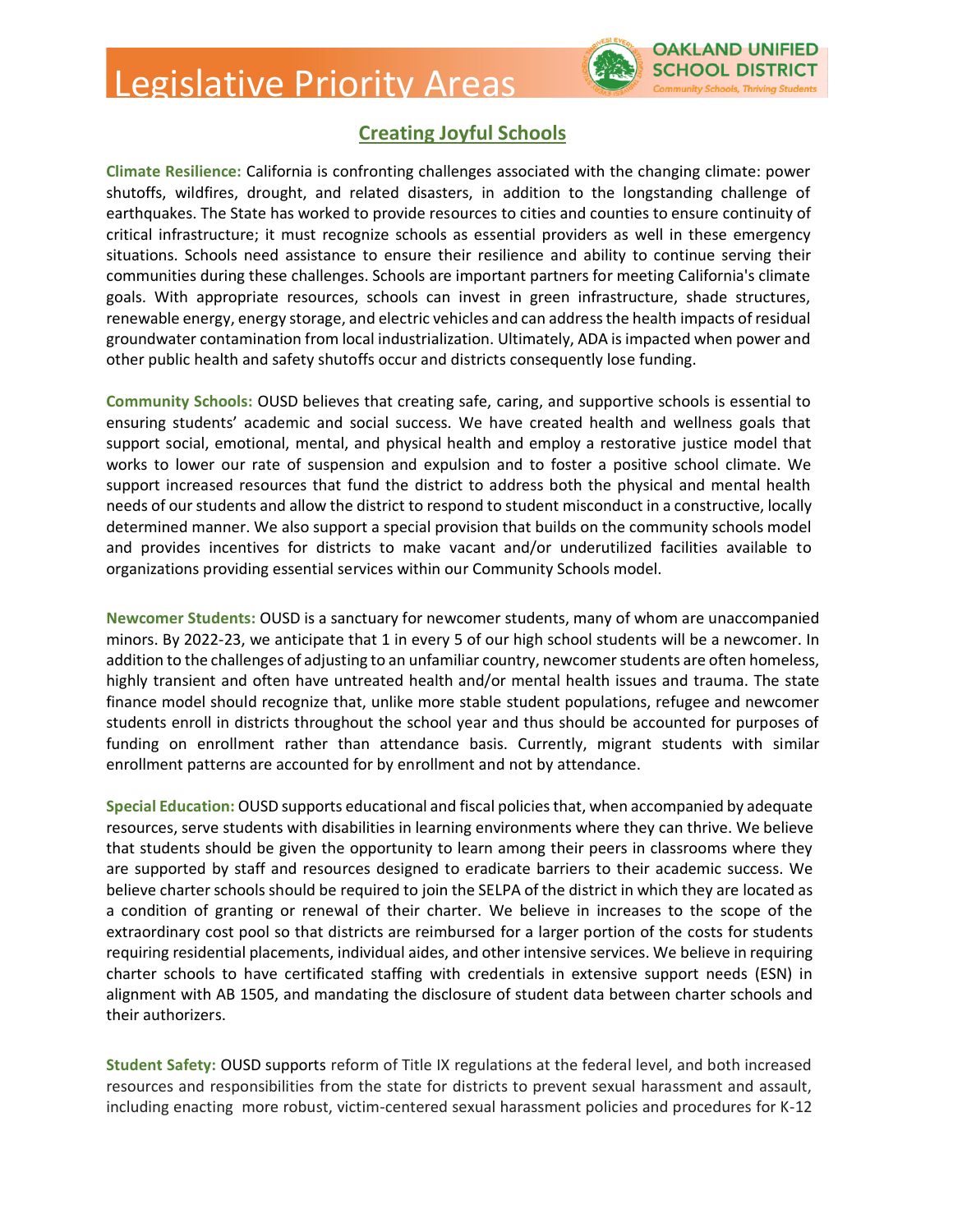# Legislative Priority Areas

## Creating Joyful Schools

**Climate Resilience:** California is confronting challenges associated with the changing climate: power shutoffs, wildfires, drought, and related disasters, in addition to the longstanding challenge of earthquakes. The State has worked to provide resources to cities and counties to ensure continuity of critical infrastructure; it must recognize schools as essential providers as well in these emergency situations. Schools need assistance to ensure their resilience and ability to continue serving their communities during these challenges. Schools are important partners for meeting California's climate goals. With appropriate resources, schools can invest in green infrastructure, shade structures, renewable energy, energy storage, and electric vehicles and can address the health impacts of residual groundwater contamination from local industrialization. Ultimately, ADA is impacted when power and other public health and safety shutoffs occur and districts consequently lose funding.

**Community Schools:** OUSD believes that creating safe, caring, and supportive schools is essential to ensuring students' academic and social success. We have created health and wellness goals that support social, emotional, mental, and physical health and employ a restorative justice model that works to lower our rate of suspension and expulsion and to foster a positive school climate. We support increased resources that fund the district to address both the physical and mental health needs of our students and allow the district to respond to student misconduct in a constructive, locally determined manner. We also support a special provision that builds on the community schools model and provides incentives for districts to make vacant and/or underutilized facilities available to organizations providing essential services within our Community Schools model.

**Newcomer Students:** OUSD is a sanctuary for newcomer students, many of whom are unaccompanied minors. By 2022-23, we anticipate that 1 in every 5 of our high school students will be a newcomer. In addition to the challenges of adjusting to an unfamiliar country, newcomer students are often homeless, highly transient and often have untreated health and/or mental health issues and trauma. The state finance model should recognize that, unlike more stable student populations, refugee and newcomer students enroll in districts throughout the school year and thus should be accounted for purposes of funding on enrollment rather than attendance basis. Currently, migrant students with similar enrollment patterns are accounted for by enrollment and not by attendance.

**Special Education:** OUSD supports educational and fiscal policies that, when accompanied by adequate resources, serve students with disabilities in learning environments where they can thrive. We believe that students should be given the opportunity to learn among their peers in classrooms where they are supported by staff and resources designed to eradicate barriers to their academic success. We believe charter schools should be required to join the SELPA of the district in which they are located as a condition of granting or renewal of their charter. We believe in increases to the scope of the extraordinary cost pool so that districts are reimbursed for a larger portion of the costs for students requiring residential placements, individual aides, and other intensive services. We believe in requiring charter schools to have certificated staffing with credentials in extensive support needs (ESN) in alignment with AB 1505, and mandating the disclosure of student data between charter schools and their authorizers.

**Student Safety:** OUSD supports reform of Title IX regulations at the federal level, and both increased resources and responsibilities from the state for districts to prevent sexual harassment and assault, including enacting more robust, victim-centered sexual harassment policies and procedures for K-12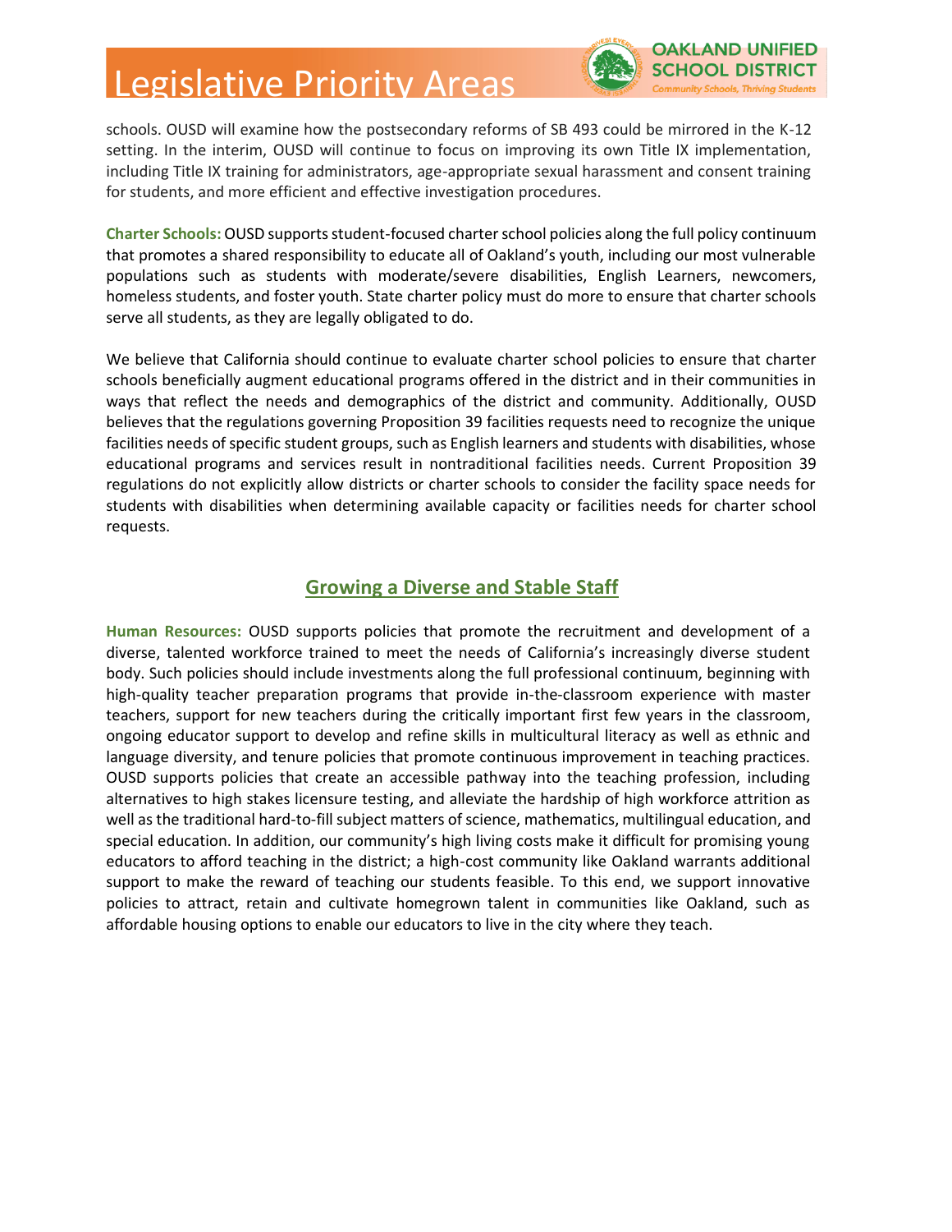schools. OUSD will examine how the postsecondary reforms of SB 493 could be mirrored in the K-12 setting. In the interim, OUSD will continue to focus on improving its own Title IX implementation, including Title IX training for administrators, age-appropriate sexual harassment and consent training for students, and more efficient and effective investigation procedures.

**Charter Schools:** OUSD supports student-focused charter school policies along the full policy continuum that promotes a shared responsibility to educate all of Oakland's youth, including our most vulnerable populations such as students with moderate/severe disabilities, English Learners, newcomers, homeless students, and foster youth. State charter policy must do more to ensure that charter schools serve all students, as they are legally obligated to do.

We believe that California should continue to evaluate charter school policies to ensure that charter schools beneficially augment educational programs offered in the district and in their communities in ways that reflect the needs and demographics of the district and community. Additionally, OUSD believes that the regulations governing Proposition 39 facilities requests need to recognize the unique facilities needs of specific student groups, such as English learners and students with disabilities, whose educational programs and services result in nontraditional facilities needs. Current Proposition 39 regulations do not explicitly allow districts or charter schools to consider the facility space needs for students with disabilities when determining available capacity or facilities needs for charter school requests.

## Growing a Diverse and Stable Staff

**Human Resources:** OUSD supports policies that promote the recruitment and development of a diverse, talented workforce trained to meet the needs of California's increasingly diverse student body. Such policies should include investments along the full professional continuum, beginning with high-quality teacher preparation programs that provide in-the-classroom experience with master teachers, support for new teachers during the critically important first few years in the classroom, ongoing educator support to develop and refine skills in multicultural literacy as well as ethnic and language diversity, and tenure policies that promote continuous improvement in teaching practices. OUSD supports policies that create an accessible pathway into the teaching profession, including alternatives to high stakes licensure testing, and alleviate the hardship of high workforce attrition as well as the traditional hard-to-fill subject matters of science, mathematics, multilingual education, and special education. In addition, our community's high living costs make it difficult for promising young educators to afford teaching in the district; a high-cost community like Oakland warrants additional support to make the reward of teaching our students feasible. To this end, we support innovative policies to attract, retain and cultivate homegrown talent in communities like Oakland, such as affordable housing options to enable our educators to live in the city where they teach.